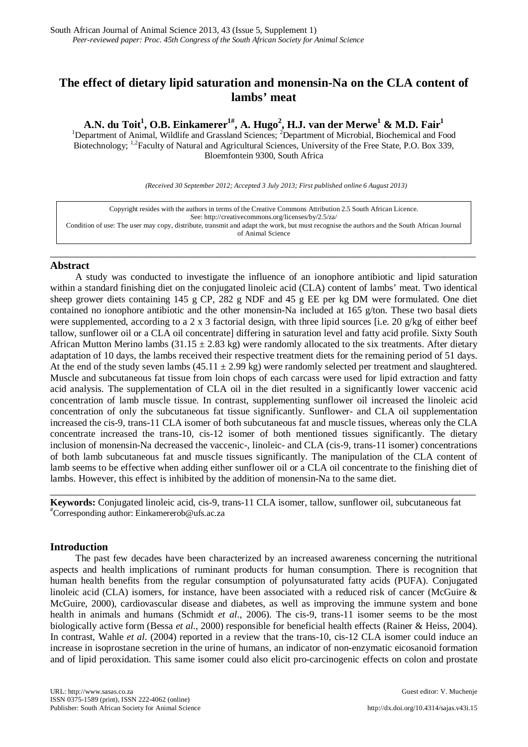# The effect of dietary lipid saturation and monensin-Na on the CLA content of lambs' meat

**A.N. du Toit[1], O.B. Einkamerer[1#], A. Hugo[2], H.J. van der Merwe[1] & M.D. Fair[1]**

[1]Department of Animal, Wildlife and Grassland Sciences; [2]Department of Microbial, Biochemical and Food Biotechnology; [1,2]Faculty of Natural and Agricultural Sciences, University of the Free State, P.O. Box 339, Bloemfontein 9300, South Africa

*(Received 30 September 2012; Accepted 3 July 2013; First published online 6 August 2013)*

Copyright resides with the authors in terms of the Creative Commons Attribution 2.5 South African Licence.
See: http://creativecommons.org/licenses/by/2.5/za/
Condition of use: The user may copy, distribute, transmit and adapt the work, but must recognise the authors and the South African Journal of Animal Science

## Abstract

A study was conducted to investigate the influence of an ionophore antibiotic and lipid saturation within a standard finishing diet on the conjugated linoleic acid (CLA) content of lambs' meat. Two identical sheep grower diets containing 145 g CP, 282 g NDF and 45 g EE per kg DM were formulated. One diet contained no ionophore antibiotic and the other monensin-Na included at 165 g/ton. These two basal diets were supplemented, according to a 2 x 3 factorial design, with three lipid sources [i.e. 20 g/kg of either beef tallow, sunflower oil or a CLA oil concentrate] differing in saturation level and fatty acid profile. Sixty South African Mutton Merino lambs (31.15 ± 2.83 kg) were randomly allocated to the six treatments. After dietary adaptation of 10 days, the lambs received their respective treatment diets for the remaining period of 51 days. At the end of the study seven lambs (45.11 ± 2.99 kg) were randomly selected per treatment and slaughtered. Muscle and subcutaneous fat tissue from loin chops of each carcass were used for lipid extraction and fatty acid analysis. The supplementation of CLA oil in the diet resulted in a significantly lower vaccenic acid concentration of lamb muscle tissue. In contrast, supplementing sunflower oil increased the linoleic acid concentration of only the subcutaneous fat tissue significantly. Sunflower- and CLA oil supplementation increased the cis-9, trans-11 CLA isomer of both subcutaneous fat and muscle tissues, whereas only the CLA concentrate increased the trans-10, cis-12 isomer of both mentioned tissues significantly. The dietary inclusion of monensin-Na decreased the vaccenic-, linoleic- and CLA (cis-9, trans-11 isomer) concentrations of both lamb subcutaneous fat and muscle tissues significantly. The manipulation of the CLA content of lamb seems to be effective when adding either sunflower oil or a CLA oil concentrate to the finishing diet of lambs. However, this effect is inhibited by the addition of monensin-Na to the same diet.

**Keywords:** Conjugated linoleic acid, cis-9, trans-11 CLA isomer, tallow, sunflower oil, subcutaneous fat

[#]Corresponding author: Einkamererob@ufs.ac.za

## Introduction

The past few decades have been characterized by an increased awareness concerning the nutritional aspects and health implications of ruminant products for human consumption. There is recognition that human health benefits from the regular consumption of polyunsaturated fatty acids (PUFA). Conjugated linoleic acid (CLA) isomers, for instance, have been associated with a reduced risk of cancer (McGuire & McGuire, 2000), cardiovascular disease and diabetes, as well as improving the immune system and bone health in animals and humans (Schmidt *et al*., 2006). The cis-9, trans-11 isomer seems to be the most biologically active form (Bessa *et al*., 2000) responsible for beneficial health effects (Rainer & Heiss, 2004). In contrast, Wahle *et al*. (2004) reported in a review that the trans-10, cis-12 CLA isomer could induce an increase in isoprostane secretion in the urine of humans, an indicator of non-enzymatic eicosanoid formation and of lipid peroxidation. This same isomer could also elicit pro-carcinogenic effects on colon and prostate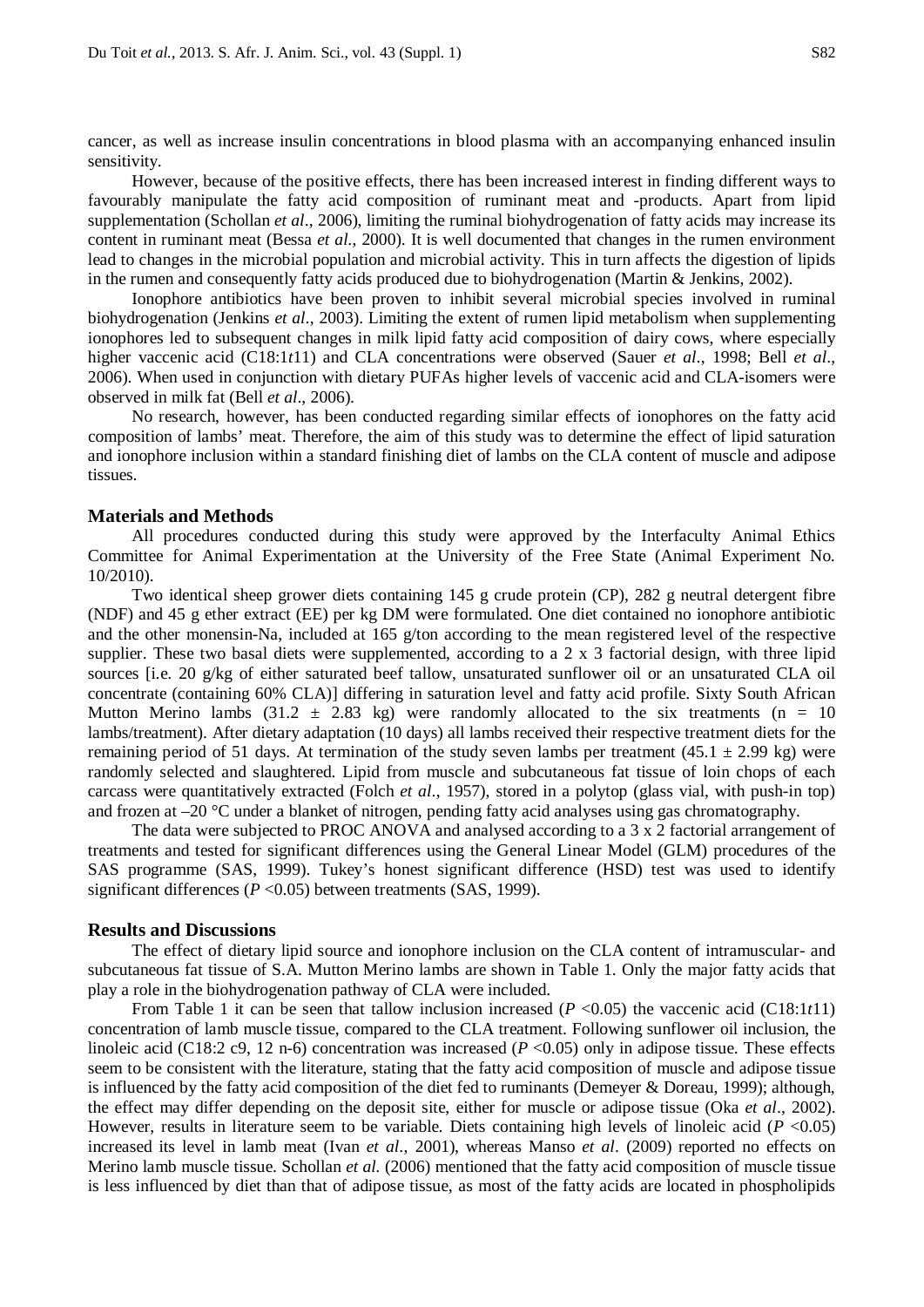cancer, as well as increase insulin concentrations in blood plasma with an accompanying enhanced insulin sensitivity.

However, because of the positive effects, there has been increased interest in finding different ways to favourably manipulate the fatty acid composition of ruminant meat and -products. Apart from lipid supplementation (Schollan *et al*., 2006), limiting the ruminal biohydrogenation of fatty acids may increase its content in ruminant meat (Bessa *et al*., 2000). It is well documented that changes in the rumen environment lead to changes in the microbial population and microbial activity. This in turn affects the digestion of lipids in the rumen and consequently fatty acids produced due to biohydrogenation (Martin & Jenkins, 2002).

Ionophore antibiotics have been proven to inhibit several microbial species involved in ruminal biohydrogenation (Jenkins *et al*., 2003). Limiting the extent of rumen lipid metabolism when supplementing ionophores led to subsequent changes in milk lipid fatty acid composition of dairy cows, where especially higher vaccenic acid (C18:1*t*11) and CLA concentrations were observed (Sauer *et al*., 1998; Bell *et al*., 2006). When used in conjunction with dietary PUFAs higher levels of vaccenic acid and CLA-isomers were observed in milk fat (Bell *et al*., 2006).

No research, however, has been conducted regarding similar effects of ionophores on the fatty acid composition of lambs' meat. Therefore, the aim of this study was to determine the effect of lipid saturation and ionophore inclusion within a standard finishing diet of lambs on the CLA content of muscle and adipose tissues.

## Materials and Methods

All procedures conducted during this study were approved by the Interfaculty Animal Ethics Committee for Animal Experimentation at the University of the Free State (Animal Experiment No. 10/2010).

Two identical sheep grower diets containing 145 g crude protein (CP), 282 g neutral detergent fibre (NDF) and 45 g ether extract (EE) per kg DM were formulated. One diet contained no ionophore antibiotic and the other monensin-Na, included at 165 g/ton according to the mean registered level of the respective supplier. These two basal diets were supplemented, according to a 2 x 3 factorial design, with three lipid sources [i.e. 20 g/kg of either saturated beef tallow, unsaturated sunflower oil or an unsaturated CLA oil concentrate (containing 60% CLA)] differing in saturation level and fatty acid profile. Sixty South African Mutton Merino lambs (31.2 ± 2.83 kg) were randomly allocated to the six treatments (n = 10 lambs/treatment). After dietary adaptation (10 days) all lambs received their respective treatment diets for the remaining period of 51 days. At termination of the study seven lambs per treatment (45.1 ± 2.99 kg) were randomly selected and slaughtered. Lipid from muscle and subcutaneous fat tissue of loin chops of each carcass were quantitatively extracted (Folch *et al*., 1957), stored in a polytop (glass vial, with push-in top) and frozen at –20 °C under a blanket of nitrogen, pending fatty acid analyses using gas chromatography.

The data were subjected to PROC ANOVA and analysed according to a 3 x 2 factorial arrangement of treatments and tested for significant differences using the General Linear Model (GLM) procedures of the SAS programme (SAS, 1999). Tukey's honest significant difference (HSD) test was used to identify significant differences ($P$ <0.05) between treatments (SAS, 1999).

## Results and Discussions

The effect of dietary lipid source and ionophore inclusion on the CLA content of intramuscular- and subcutaneous fat tissue of S.A. Mutton Merino lambs are shown in Table 1. Only the major fatty acids that play a role in the biohydrogenation pathway of CLA were included.

From Table 1 it can be seen that tallow inclusion increased ($P$ <0.05) the vaccenic acid (C18:1*t*11) concentration of lamb muscle tissue, compared to the CLA treatment. Following sunflower oil inclusion, the linoleic acid (C18:2 c9, 12 n-6) concentration was increased ($P$ <0.05) only in adipose tissue. These effects seem to be consistent with the literature, stating that the fatty acid composition of muscle and adipose tissue is influenced by the fatty acid composition of the diet fed to ruminants (Demeyer & Doreau, 1999); although, the effect may differ depending on the deposit site, either for muscle or adipose tissue (Oka *et al*., 2002). However, results in literature seem to be variable. Diets containing high levels of linoleic acid ($P$ <0.05) increased its level in lamb meat (Ivan *et al*., 2001), whereas Manso *et al*. (2009) reported no effects on Merino lamb muscle tissue. Schollan *et al*. (2006) mentioned that the fatty acid composition of muscle tissue is less influenced by diet than that of adipose tissue, as most of the fatty acids are located in phospholipids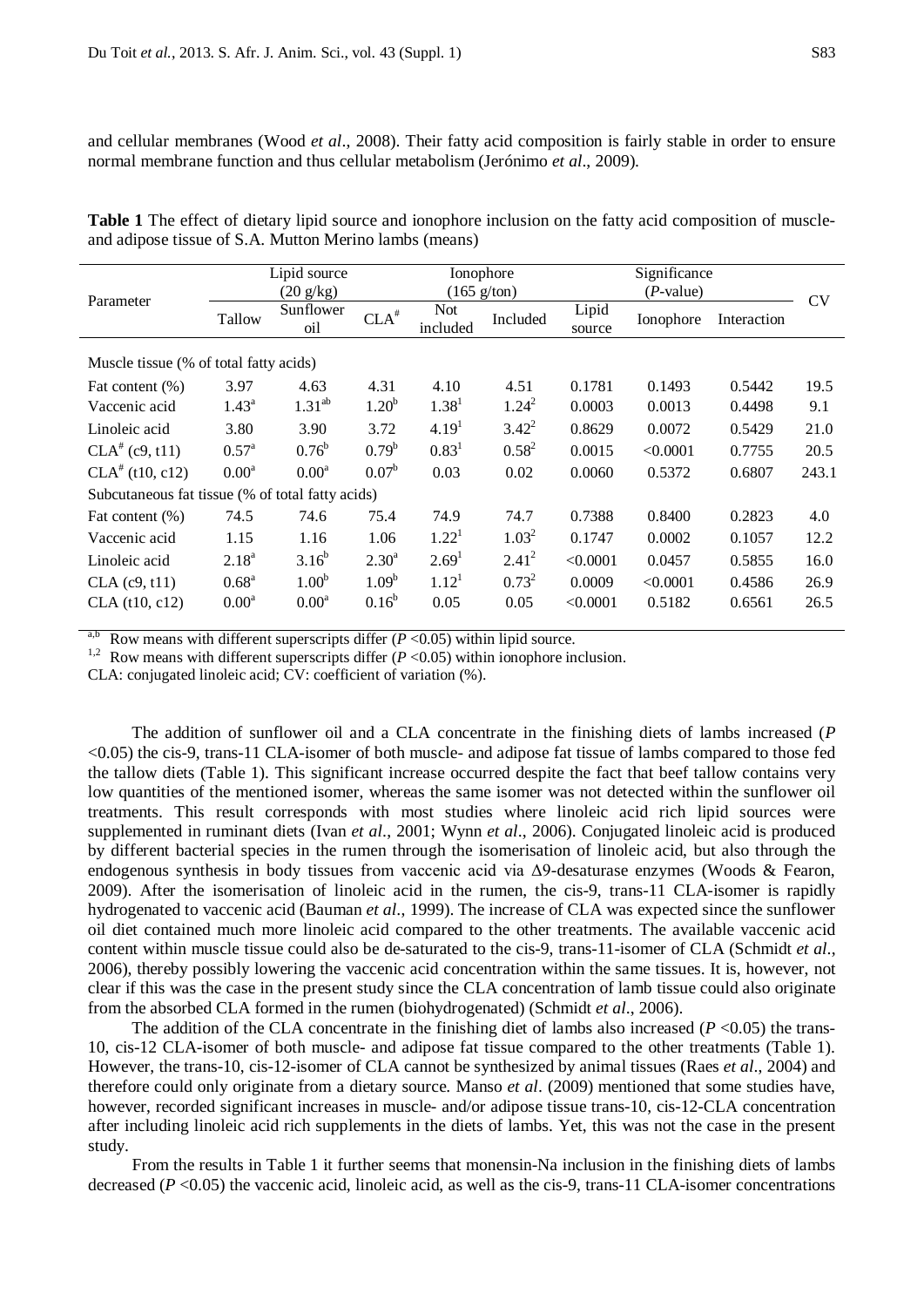and cellular membranes (Wood *et al*., 2008). Their fatty acid composition is fairly stable in order to ensure normal membrane function and thus cellular metabolism (Jerónimo *et al*., 2009).

**Table 1** The effect of dietary lipid source and ionophore inclusion on the fatty acid composition of muscle- and adipose tissue of S.A. Mutton Merino lambs (means)

| Parameter | Lipid source (20 g/kg) | | | Ionophore (165 g/ton) | | Significance (*P*-value) | | | CV |
|---|---|---|---|---|---|---|---|---|---|
| | Tallow | Sunflower oil | CLA[#] | Not included | Included | Lipid source | Ionophore | Interaction | |
| Muscle tissue (% of total fatty acids) | | | | | | | | | |
| Fat content (%) | 3.97 | 4.63 | 4.31 | 4.10 | 4.51 | 0.1781 | 0.1493 | 0.5442 | 19.5 |
| Vaccenic acid | 1.43[a] | 1.31[ab] | 1.20[b] | 1.38[1] | 1.24[2] | 0.0003 | 0.0013 | 0.4498 | 9.1 |
| Linoleic acid | 3.80 | 3.90 | 3.72 | 4.19[1] | 3.42[2] | 0.8629 | 0.0072 | 0.5429 | 21.0 |
| CLA[#] (c9, t11) | 0.57[a] | 0.76[b] | 0.79[b] | 0.83[1] | 0.58[2] | 0.0015 | <0.0001 | 0.7755 | 20.5 |
| CLA[#] (t10, c12) | 0.00[a] | 0.00[a] | 0.07[b] | 0.03 | 0.02 | 0.0060 | 0.5372 | 0.6807 | 243.1 |
| Subcutaneous fat tissue (% of total fatty acids) | | | | | | | | | |
| Fat content (%) | 74.5 | 74.6 | 75.4 | 74.9 | 74.7 | 0.7388 | 0.8400 | 0.2823 | 4.0 |
| Vaccenic acid | 1.15 | 1.16 | 1.06 | 1.22[1] | 1.03[2] | 0.1747 | 0.0002 | 0.1057 | 12.2 |
| Linoleic acid | 2.18[a] | 3.16[b] | 2.30[a] | 2.69[1] | 2.41[2] | <0.0001 | 0.0457 | 0.5855 | 16.0 |
| CLA (c9, t11) | 0.68[a] | 1.00[b] | 1.09[b] | 1.12[1] | 0.73[2] | 0.0009 | <0.0001 | 0.4586 | 26.9 |
| CLA (t10, c12) | 0.00[a] | 0.00[a] | 0.16[b] | 0.05 | 0.05 | <0.0001 | 0.5182 | 0.6561 | 26.5 |

[a,b] Row means with different superscripts differ ($P$ <0.05) within lipid source.
[1,2] Row means with different superscripts differ ($P$ <0.05) within ionophore inclusion.
CLA: conjugated linoleic acid; CV: coefficient of variation (%).

The addition of sunflower oil and a CLA concentrate in the finishing diets of lambs increased ($P$ <0.05) the cis-9, trans-11 CLA-isomer of both muscle- and adipose fat tissue of lambs compared to those fed the tallow diets (Table 1). This significant increase occurred despite the fact that beef tallow contains very low quantities of the mentioned isomer, whereas the same isomer was not detected within the sunflower oil treatments. This result corresponds with most studies where linoleic acid rich lipid sources were supplemented in ruminant diets (Ivan *et al*., 2001; Wynn *et al*., 2006). Conjugated linoleic acid is produced by different bacterial species in the rumen through the isomerisation of linoleic acid, but also through the endogenous synthesis in body tissues from vaccenic acid via Δ9-desaturase enzymes (Woods & Fearon, 2009). After the isomerisation of linoleic acid in the rumen, the cis-9, trans-11 CLA-isomer is rapidly hydrogenated to vaccenic acid (Bauman *et al*., 1999). The increase of CLA was expected since the sunflower oil diet contained much more linoleic acid compared to the other treatments. The available vaccenic acid content within muscle tissue could also be de-saturated to the cis-9, trans-11-isomer of CLA (Schmidt *et al*., 2006), thereby possibly lowering the vaccenic acid concentration within the same tissues. It is, however, not clear if this was the case in the present study since the CLA concentration of lamb tissue could also originate from the absorbed CLA formed in the rumen (biohydrogenated) (Schmidt *et al*., 2006).

The addition of the CLA concentrate in the finishing diet of lambs also increased ($P$ <0.05) the trans-10, cis-12 CLA-isomer of both muscle- and adipose fat tissue compared to the other treatments (Table 1). However, the trans-10, cis-12-isomer of CLA cannot be synthesized by animal tissues (Raes *et al*., 2004) and therefore could only originate from a dietary source. Manso *et al*. (2009) mentioned that some studies have, however, recorded significant increases in muscle- and/or adipose tissue trans-10, cis-12-CLA concentration after including linoleic acid rich supplements in the diets of lambs. Yet, this was not the case in the present study.

From the results in Table 1 it further seems that monensin-Na inclusion in the finishing diets of lambs decreased ($P$ <0.05) the vaccenic acid, linoleic acid, as well as the cis-9, trans-11 CLA-isomer concentrations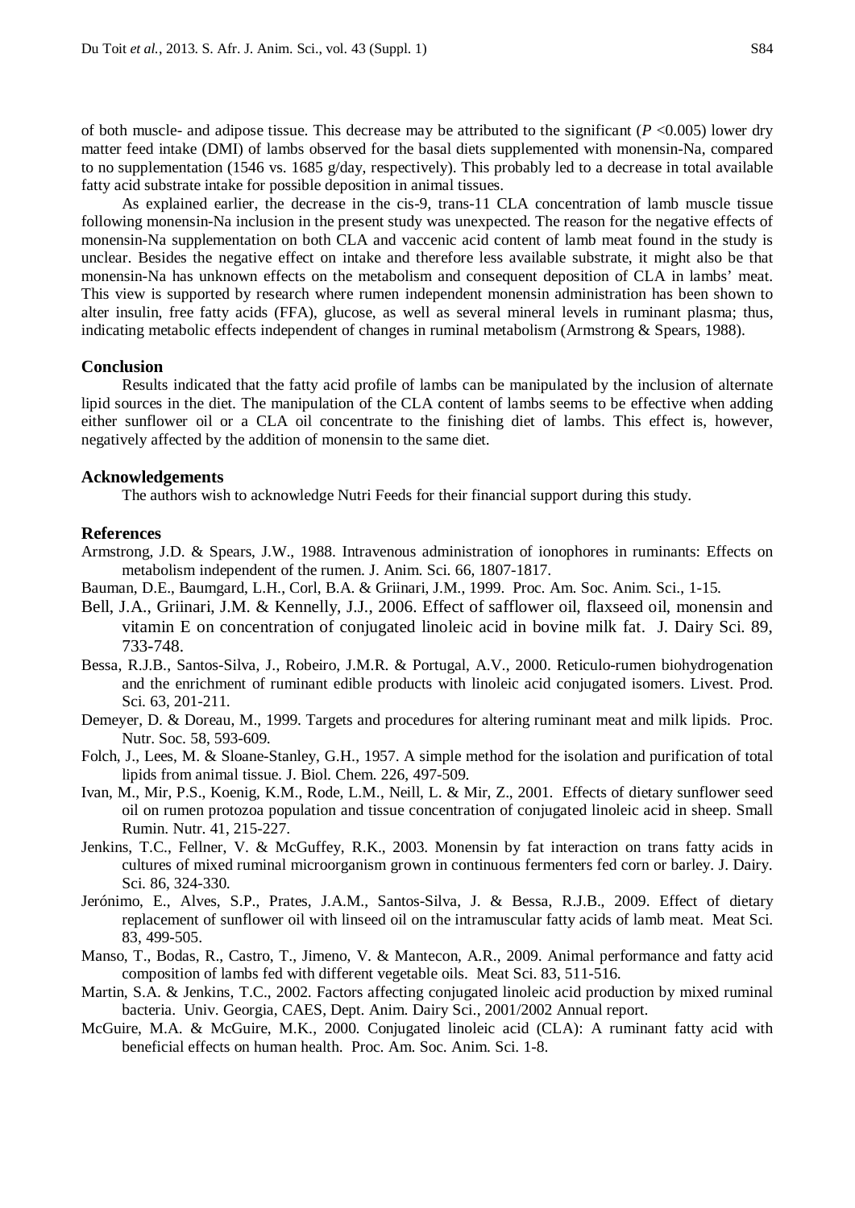of both muscle- and adipose tissue. This decrease may be attributed to the significant ($P$ <0.005) lower dry matter feed intake (DMI) of lambs observed for the basal diets supplemented with monensin-Na, compared to no supplementation (1546 vs. 1685 g/day, respectively). This probably led to a decrease in total available fatty acid substrate intake for possible deposition in animal tissues.

As explained earlier, the decrease in the cis-9, trans-11 CLA concentration of lamb muscle tissue following monensin-Na inclusion in the present study was unexpected. The reason for the negative effects of monensin-Na supplementation on both CLA and vaccenic acid content of lamb meat found in the study is unclear. Besides the negative effect on intake and therefore less available substrate, it might also be that monensin-Na has unknown effects on the metabolism and consequent deposition of CLA in lambs' meat. This view is supported by research where rumen independent monensin administration has been shown to alter insulin, free fatty acids (FFA), glucose, as well as several mineral levels in ruminant plasma; thus, indicating metabolic effects independent of changes in ruminal metabolism (Armstrong & Spears, 1988).

## Conclusion

Results indicated that the fatty acid profile of lambs can be manipulated by the inclusion of alternate lipid sources in the diet. The manipulation of the CLA content of lambs seems to be effective when adding either sunflower oil or a CLA oil concentrate to the finishing diet of lambs. This effect is, however, negatively affected by the addition of monensin to the same diet.

## Acknowledgements

The authors wish to acknowledge Nutri Feeds for their financial support during this study.

## References

Armstrong, J.D. & Spears, J.W., 1988. Intravenous administration of ionophores in ruminants: Effects on metabolism independent of the rumen. J. Anim. Sci. 66, 1807-1817.

Bauman, D.E., Baumgard, L.H., Corl, B.A. & Griinari, J.M., 1999. Proc. Am. Soc. Anim. Sci., 1-15.

Bell, J.A., Griinari, J.M. & Kennelly, J.J., 2006. Effect of safflower oil, flaxseed oil, monensin and vitamin E on concentration of conjugated linoleic acid in bovine milk fat. J. Dairy Sci. 89, 733-748.

Bessa, R.J.B., Santos-Silva, J., Robeiro, J.M.R. & Portugal, A.V., 2000. Reticulo-rumen biohydrogenation and the enrichment of ruminant edible products with linoleic acid conjugated isomers. Livest. Prod. Sci. 63, 201-211.

Demeyer, D. & Doreau, M., 1999. Targets and procedures for altering ruminant meat and milk lipids. Proc. Nutr. Soc. 58, 593-609.

Folch, J., Lees, M. & Sloane-Stanley, G.H., 1957. A simple method for the isolation and purification of total lipids from animal tissue. J. Biol. Chem. 226, 497-509.

Ivan, M., Mir, P.S., Koenig, K.M., Rode, L.M., Neill, L. & Mir, Z., 2001. Effects of dietary sunflower seed oil on rumen protozoa population and tissue concentration of conjugated linoleic acid in sheep. Small Rumin. Nutr. 41, 215-227.

Jenkins, T.C., Fellner, V. & McGuffey, R.K., 2003. Monensin by fat interaction on trans fatty acids in cultures of mixed ruminal microorganism grown in continuous fermenters fed corn or barley. J. Dairy. Sci. 86, 324-330.

Jerónimo, E., Alves, S.P., Prates, J.A.M., Santos-Silva, J. & Bessa, R.J.B., 2009. Effect of dietary replacement of sunflower oil with linseed oil on the intramuscular fatty acids of lamb meat. Meat Sci. 83, 499-505.

Manso, T., Bodas, R., Castro, T., Jimeno, V. & Mantecon, A.R., 2009. Animal performance and fatty acid composition of lambs fed with different vegetable oils. Meat Sci. 83, 511-516.

Martin, S.A. & Jenkins, T.C., 2002. Factors affecting conjugated linoleic acid production by mixed ruminal bacteria. Univ. Georgia, CAES, Dept. Anim. Dairy Sci., 2001/2002 Annual report.

McGuire, M.A. & McGuire, M.K., 2000. Conjugated linoleic acid (CLA): A ruminant fatty acid with beneficial effects on human health. Proc. Am. Soc. Anim. Sci. 1-8.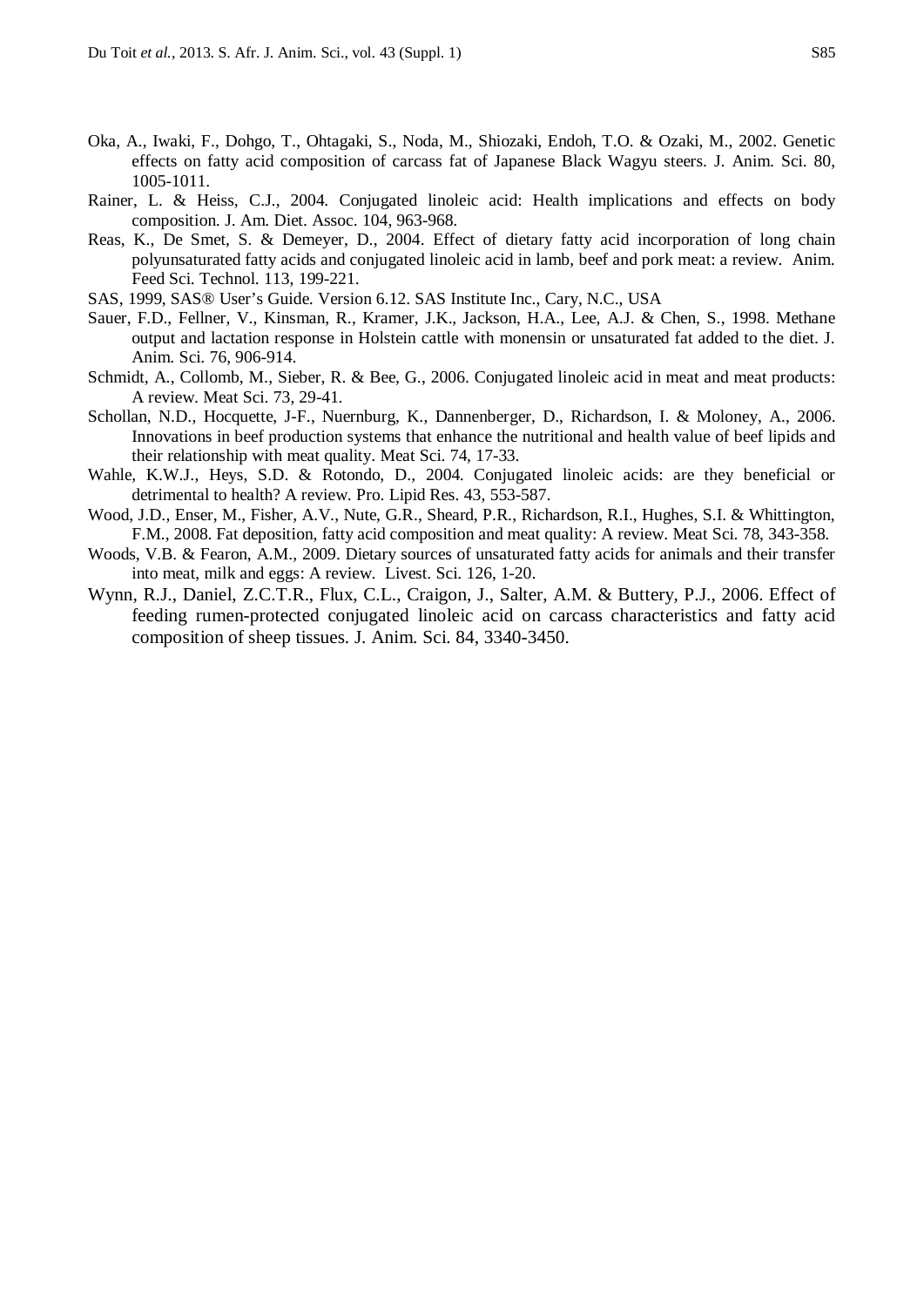Oka, A., Iwaki, F., Dohgo, T., Ohtagaki, S., Noda, M., Shiozaki, Endoh, T.O. & Ozaki, M., 2002. Genetic effects on fatty acid composition of carcass fat of Japanese Black Wagyu steers. J. Anim. Sci. 80, 1005-1011.

Rainer, L. & Heiss, C.J., 2004. Conjugated linoleic acid: Health implications and effects on body composition. J. Am. Diet. Assoc. 104, 963-968.

Reas, K., De Smet, S. & Demeyer, D., 2004. Effect of dietary fatty acid incorporation of long chain polyunsaturated fatty acids and conjugated linoleic acid in lamb, beef and pork meat: a review. Anim. Feed Sci. Technol. 113, 199-221.

SAS, 1999, SAS® User's Guide. Version 6.12. SAS Institute Inc., Cary, N.C., USA

Sauer, F.D., Fellner, V., Kinsman, R., Kramer, J.K., Jackson, H.A., Lee, A.J. & Chen, S., 1998. Methane output and lactation response in Holstein cattle with monensin or unsaturated fat added to the diet. J. Anim. Sci. 76, 906-914.

Schmidt, A., Collomb, M., Sieber, R. & Bee, G., 2006. Conjugated linoleic acid in meat and meat products: A review. Meat Sci. 73, 29-41.

Schollan, N.D., Hocquette, J-F., Nuernburg, K., Dannenberger, D., Richardson, I. & Moloney, A., 2006. Innovations in beef production systems that enhance the nutritional and health value of beef lipids and their relationship with meat quality. Meat Sci. 74, 17-33.

Wahle, K.W.J., Heys, S.D. & Rotondo, D., 2004. Conjugated linoleic acids: are they beneficial or detrimental to health? A review. Pro. Lipid Res. 43, 553-587.

Wood, J.D., Enser, M., Fisher, A.V., Nute, G.R., Sheard, P.R., Richardson, R.I., Hughes, S.I. & Whittington, F.M., 2008. Fat deposition, fatty acid composition and meat quality: A review. Meat Sci. 78, 343-358.

Woods, V.B. & Fearon, A.M., 2009. Dietary sources of unsaturated fatty acids for animals and their transfer into meat, milk and eggs: A review. Livest. Sci. 126, 1-20.

Wynn, R.J., Daniel, Z.C.T.R., Flux, C.L., Craigon, J., Salter, A.M. & Buttery, P.J., 2006. Effect of feeding rumen-protected conjugated linoleic acid on carcass characteristics and fatty acid composition of sheep tissues. J. Anim. Sci. 84, 3340-3450.